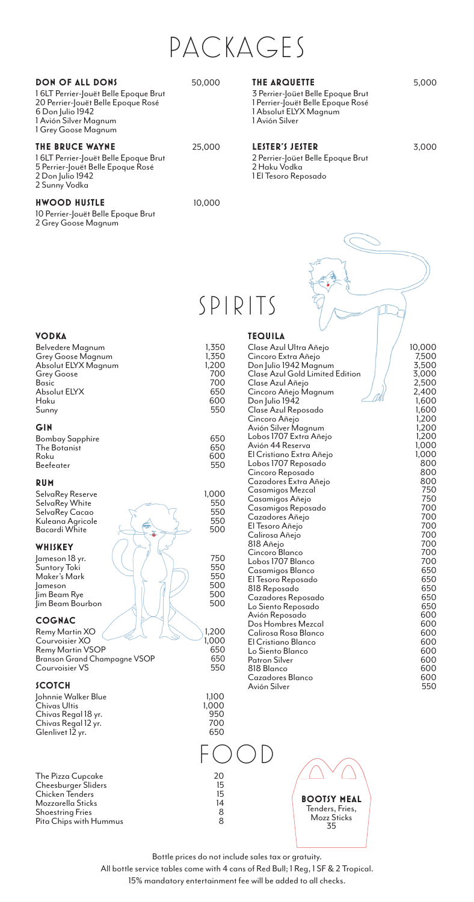# PACKAGES

### DON OF ALL DONS — 50,000

1 6LT Perrier-Jouët Belle Epoque Brut
20 Perrier-Jouët Belle Epoque Rosé
6 Don Julio 1942
1 Avión Silver Magnum
1 Grey Goose Magnum

### THE BRUCE WAYNE — 25,000

1 6LT Perrier-Jouët Belle Epoque Brut
5 Perrier-Jouët Belle Epoque Rosé
2 Don Julio 1942
2 Sunny Vodka

### HWOOD HUSTLE — 10,000

10 Perrier-Jouët Belle Epoque Brut
2 Grey Goose Magnum

### THE ARQUETTE — 5,000

3 Perrier-Joüet Belle Epoque Brut
1 Perrier-Jouët Belle Epoque Rosé
1 Absolut ELYX Magnum
1 Avión Silver

### LESTER'S JESTER — 3,000

2 Perrier-Joüet Belle Epoque Brut
2 Haku Vodka
1 El Tesoro Reposado

# SPIRITS

### VODKA

| Item | Price |
|---|---|
| Belvedere Magnum | 1,350 |
| Grey Goose Magnum | 1,350 |
| Absolut ELYX Magnum | 1,200 |
| Grey Goose | 700 |
| Basic | 700 |
| Absolut ELYX | 650 |
| Haku | 600 |
| Sunny | 550 |

### GIN

| Item | Price |
|---|---|
| Bombay Sapphire | 650 |
| The Botanist | 650 |
| Roku | 600 |
| Beefeater | 550 |

### RUM

| Item | Price |
|---|---|
| SelvaRey Reserve | 1,000 |
| SelvaRey White | 550 |
| SelvaRey Cacao | 550 |
| Kuleana Agricole | 550 |
| Bacardi White | 500 |

### WHISKEY

| Item | Price |
|---|---|
| Jameson 18 yr. | 750 |
| Suntory Toki | 550 |
| Maker's Mark | 550 |
| Jameson | 500 |
| Jim Beam Rye | 500 |
| Jim Beam Bourbon | 500 |

### COGNAC

| Item | Price |
|---|---|
| Remy Martin XO | 1,200 |
| Courvoisier XO | 1,000 |
| Remy Martin VSOP | 650 |
| Branson Grand Champagne VSOP | 650 |
| Courvoisier VS | 550 |

### SCOTCH

| Item | Price |
|---|---|
| Johnnie Walker Blue | 1,100 |
| Chivas Ultis | 1,000 |
| Chivas Regal 18 yr. | 950 |
| Chivas Regal 12 yr. | 700 |
| Glenlivet 12 yr. | 650 |

### TEQUILA

| Item | Price |
|---|---|
| Clase Azul Ultra Añejo | 10,000 |
| Cincoro Extra Añejo | 7,500 |
| Don Julio 1942 Magnum | 3,500 |
| Clase Azul Gold Limited Edition | 3,000 |
| Clase Azul Añejo | 2,500 |
| Cincoro Añejo Magnum | 2,400 |
| Don Julio 1942 | 1,600 |
| Clase Azul Reposado | 1,600 |
| Cincoro Añejo | 1,200 |
| Avión Silver Magnum | 1,200 |
| Lobos 1707 Extra Añejo | 1,200 |
| Avión 44 Reserva | 1,000 |
| El Cristiano Extra Añejo | 1,000 |
| Lobos 1707 Reposado | 800 |
| Cincoro Reposado | 800 |
| Cazadores Extra Añejo | 800 |
| Casamigos Mezcal | 750 |
| Casamigos Añejo | 750 |
| Casamigos Reposado | 700 |
| Cazadores Añejo | 700 |
| El Tesoro Añejo | 700 |
| Calirosa Añejo | 700 |
| 818 Añejo | 700 |
| Cincoro Blanco | 700 |
| Lobos 1707 Blanco | 700 |
| Casamigos Blanco | 650 |
| El Tesoro Reposado | 650 |
| 818 Reposado | 650 |
| Cazadores Reposado | 650 |
| Lo Siento Reposado | 650 |
| Avión Reposado | 600 |
| Dos Hombres Mezcal | 600 |
| Calirosa Rosa Blanco | 600 |
| El Cristiano Blanco | 600 |
| Lo Siento Blanco | 600 |
| Patron Silver | 600 |
| 818 Blanco | 600 |
| Cazadores Blanco | 600 |
| Avión Silver | 550 |

# FOOD

| Item | Price |
|---|---|
| The Pizza Cupcake | 20 |
| Cheesburger Sliders | 15 |
| Chicken Tenders | 15 |
| Mozzarella Sticks | 14 |
| Shoestring Fries | 8 |
| Pita Chips with Hummus | 8 |

**BOOTSY MEAL**
Tenders, Fries, Mozz Sticks
35

Bottle prices do not include sales tax or gratuity.
All bottle service tables come with 4 cans of Red Bull; 1 Reg, 1 SF & 2 Tropical.
15% mandatory entertainment fee will be added to all checks.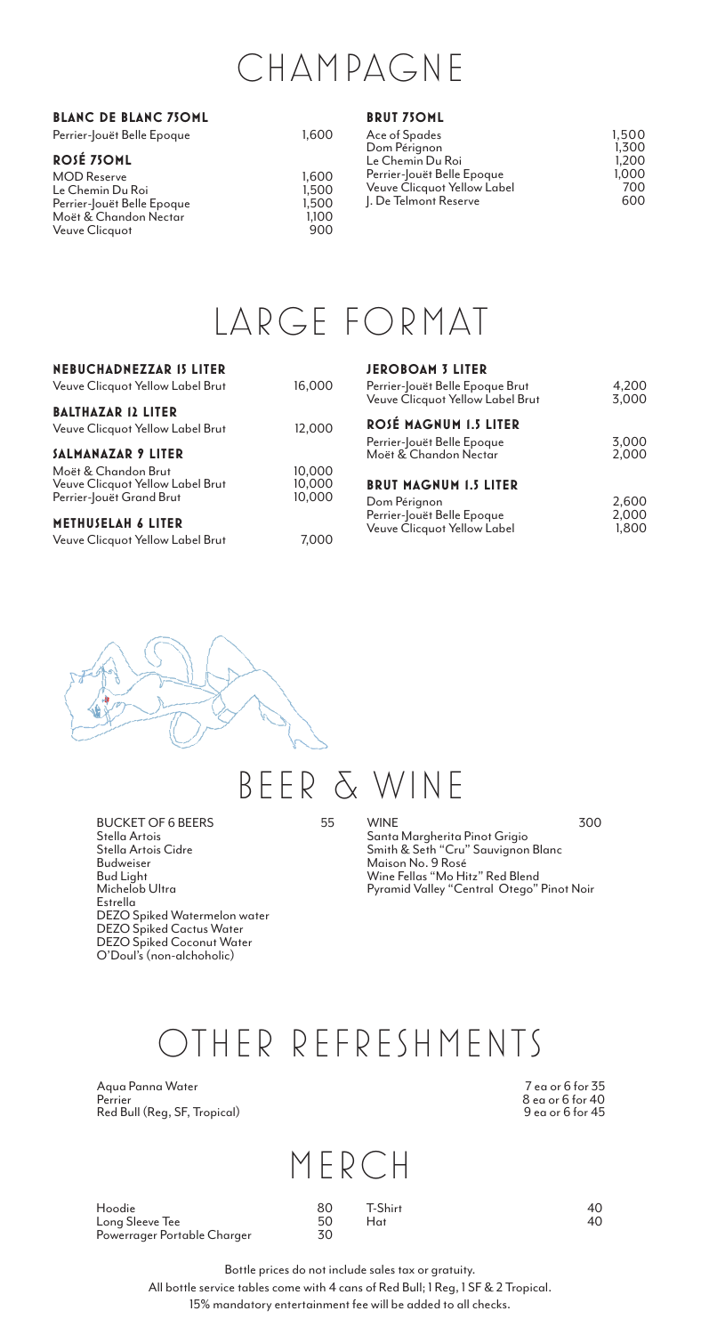# CHAMPAGNE

### BLANC DE BLANC 750ML

| | |
|---|---|
| Perrier-Jouët Belle Epoque | 1,600 |

### ROSÉ 750ML

| | |
|---|---|
| MOD Reserve | 1,600 |
| Le Chemin Du Roi | 1,500 |
| Perrier-Jouët Belle Epoque | 1,500 |
| Moët & Chandon Nectar | 1,100 |
| Veuve Clicquot | 900 |

### BRUT 750ML

| | |
|---|---|
| Ace of Spades | 1,500 |
| Dom Pérignon | 1,300 |
| Le Chemin Du Roi | 1,200 |
| Perrier-Jouët Belle Epoque | 1,000 |
| Veuve Clicquot Yellow Label | 700 |
| J. De Telmont Reserve | 600 |

# LARGE FORMAT

### NEBUCHADNEZZAR 15 LITER

| | |
|---|---|
| Veuve Clicquot Yellow Label Brut | 16,000 |

### BALTHAZAR 12 LITER

| | |
|---|---|
| Veuve Clicquot Yellow Label Brut | 12,000 |

### SALMANAZAR 9 LITER

| | |
|---|---|
| Moët & Chandon Brut | 10,000 |
| Veuve Clicquot Yellow Label Brut | 10,000 |
| Perrier-Jouët Grand Brut | 10,000 |

### METHUSELAH 6 LITER

| | |
|---|---|
| Veuve Clicquot Yellow Label Brut | 7,000 |

### JEROBOAM 3 LITER

| | |
|---|---|
| Perrier-Jouët Belle Epoque Brut | 4,200 |
| Veuve Clicquot Yellow Label Brut | 3,000 |

### ROSÉ MAGNUM 1.5 LITER

| | |
|---|---|
| Perrier-Jouët Belle Epoque | 3,000 |
| Moët & Chandon Nectar | 2,000 |

### BRUT MAGNUM 1.5 LITER

| | |
|---|---|
| Dom Pérignon | 2,600 |
| Perrier-Jouët Belle Epoque | 2,000 |
| Veuve Clicquot Yellow Label | 1,800 |

# BEER & WINE

**BUCKET OF 6 BEERS** 55

- Stella Artois
- Stella Artois Cidre
- Budweiser
- Bud Light
- Michelob Ultra
- Estrella
- DEZO Spiked Watermelon water
- DEZO Spiked Cactus Water
- DEZO Spiked Coconut Water
- O'Doul's (non-alchoholic)

**WINE** 300

- Santa Margherita Pinot Grigio
- Smith & Seth "Cru" Sauvignon Blanc
- Maison No. 9 Rosé
- Wine Fellas "Mo Hitz" Red Blend
- Pyramid Valley "Central Otego" Pinot Noir

# OTHER REFRESHMENTS

| | |
|---|---|
| Aqua Panna Water | 7 ea or 6 for 35 |
| Perrier | 8 ea or 6 for 40 |
| Red Bull (Reg, SF, Tropical) | 9 ea or 6 for 45 |

# MERCH

| | |
|---|---|
| Hoodie | 80 |
| Long Sleeve Tee | 50 |
| Powerrager Portable Charger | 30 |
| T-Shirt | 40 |
| Hat | 40 |

Bottle prices do not include sales tax or gratuity.

All bottle service tables come with 4 cans of Red Bull; 1 Reg, 1 SF & 2 Tropical.

15% mandatory entertainment fee will be added to all checks.